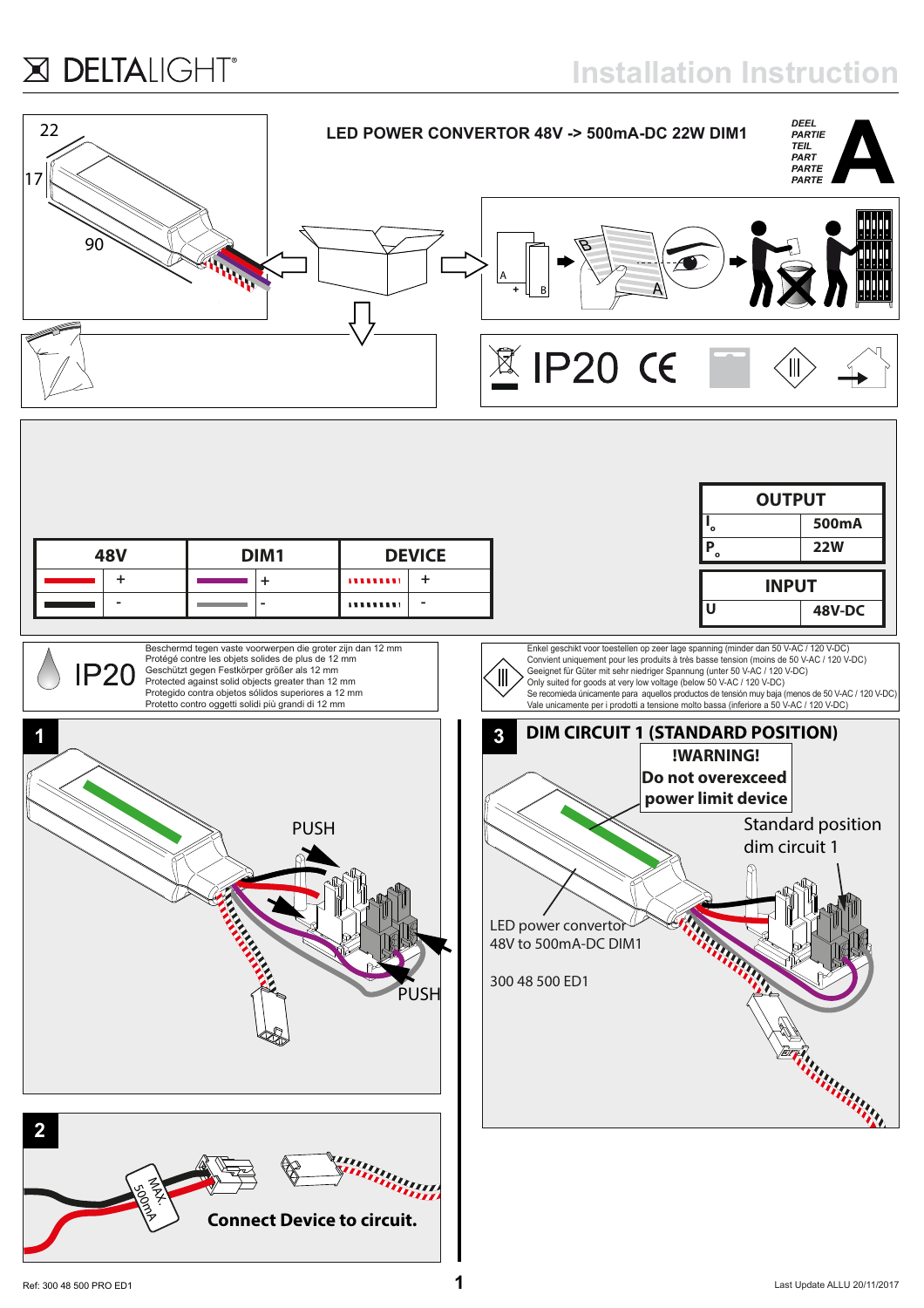# DELTALIGHT

Installation Instruction

22

17

90

## LED POWER CONVERTOR 48V -> 500mA-DC 22W DIM1

DEEL
PARTIE
TEIL
PART
PARTE
PARTE

**A**

IP20 CE

| 48V | | DIM1 | | DEVICE | |
|---|---|---|---|---|---|
| | + | | + | | + |
| | - | | - | | - |

| OUTPUT | |
|---|---|
| $I_o$ | 500mA |
| $P_o$ | 22W |

| INPUT | |
|---|---|
| U | 48V-DC |

IP20

Beschermd tegen vaste voorwerpen die groter zijn dan 12 mm
Protégé contre les objets solides de plus de 12 mm
Geschützt gegen Festkörper größer als 12 mm
Protected against solid objects greater than 12 mm
Protegido contra objetos sólidos superiores a 12 mm
Protetto contro oggetti solidi più grandi di 12 mm

Enkel geschikt voor toestellen op zeer lage spanning (minder dan 50 V-AC / 120 V-DC)
Convient uniquement pour les produits à très basse tension (moins de 50 V-AC / 120 V-DC)
Geeignet für Güter mit sehr niedriger Spannung (unter 50 V-AC / 120 V-DC)
Only suited for goods at very low voltage (below 50 V-AC / 120 V-DC)
Se recomieda únicamente para aquellos productos de tensión muy baja (menos de 50 V-AC / 120 V-DC)
Vale unicamente per i prodotti a tensione molto bassa (inferiore a 50 V-AC / 120 V-DC)

**1**

PUSH

PUSH

**2**

MAX. 500mA

**Connect Device to circuit.**

**3** **DIM CIRCUIT 1 (STANDARD POSITION)**

**!WARNING!**
**Do not overexceed power limit device**

Standard position dim circuit 1

LED power convertor 48V to 500mA-DC DIM1

300 48 500 ED1

Ref: 300 48 500 PRO ED1

Last Update ALLU 20/11/2017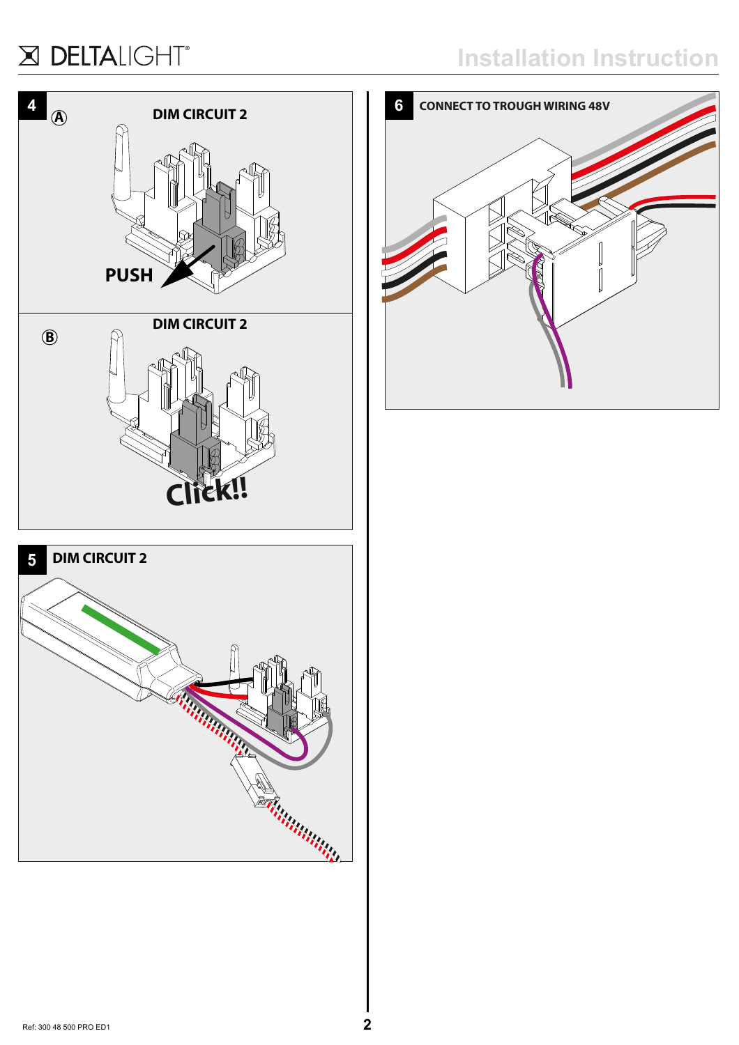## 4

Ⓐ

DIM CIRCUIT 2

PUSH

Ⓑ

DIM CIRCUIT 2

Click!!

## 5

DIM CIRCUIT 2

## 6

CONNECT TO TROUGH WIRING 48V

Ref: 300 48 500 PRO ED1